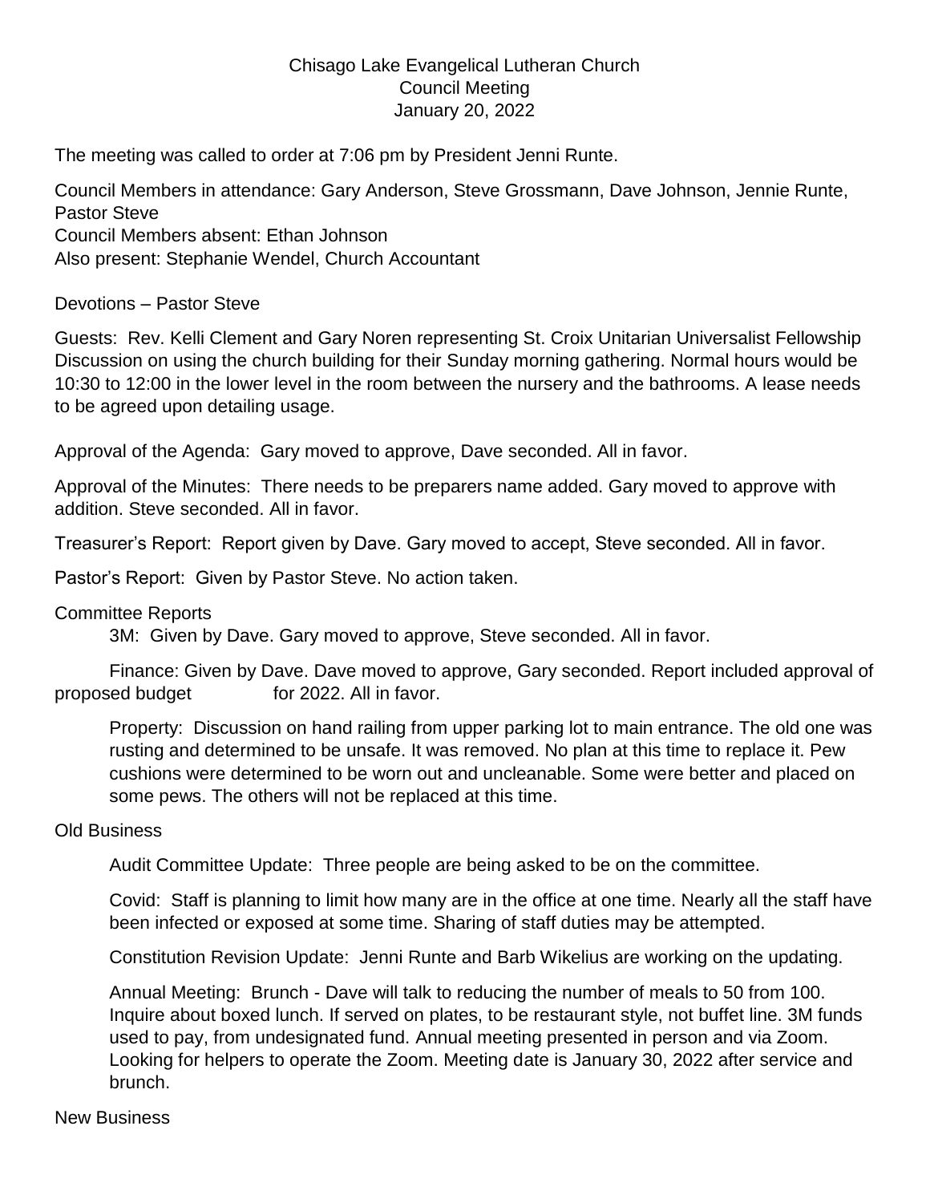# Chisago Lake Evangelical Lutheran Church
## Council Meeting
### January 20, 2022

The meeting was called to order at 7:06 pm by President Jenni Runte.

Council Members in attendance: Gary Anderson, Steve Grossmann, Dave Johnson, Jennie Runte, Pastor Steve
Council Members absent: Ethan Johnson
Also present: Stephanie Wendel, Church Accountant

Devotions – Pastor Steve

Guests: Rev. Kelli Clement and Gary Noren representing St. Croix Unitarian Universalist Fellowship Discussion on using the church building for their Sunday morning gathering. Normal hours would be 10:30 to 12:00 in the lower level in the room between the nursery and the bathrooms. A lease needs to be agreed upon detailing usage.

Approval of the Agenda: Gary moved to approve, Dave seconded. All in favor.

Approval of the Minutes: There needs to be preparers name added. Gary moved to approve with addition. Steve seconded. All in favor.

Treasurer's Report: Report given by Dave. Gary moved to accept, Steve seconded. All in favor.

Pastor's Report: Given by Pastor Steve. No action taken.

Committee Reports

3M: Given by Dave. Gary moved to approve, Steve seconded. All in favor.

Finance: Given by Dave. Dave moved to approve, Gary seconded. Report included approval of proposed budget for 2022. All in favor.

Property: Discussion on hand railing from upper parking lot to main entrance. The old one was rusting and determined to be unsafe. It was removed. No plan at this time to replace it. Pew cushions were determined to be worn out and uncleanable. Some were better and placed on some pews. The others will not be replaced at this time.

Old Business

Audit Committee Update: Three people are being asked to be on the committee.

Covid: Staff is planning to limit how many are in the office at one time. Nearly all the staff have been infected or exposed at some time. Sharing of staff duties may be attempted.

Constitution Revision Update: Jenni Runte and Barb Wikelius are working on the updating.

Annual Meeting: Brunch - Dave will talk to reducing the number of meals to 50 from 100. Inquire about boxed lunch. If served on plates, to be restaurant style, not buffet line. 3M funds used to pay, from undesignated fund. Annual meeting presented in person and via Zoom. Looking for helpers to operate the Zoom. Meeting date is January 30, 2022 after service and brunch.

New Business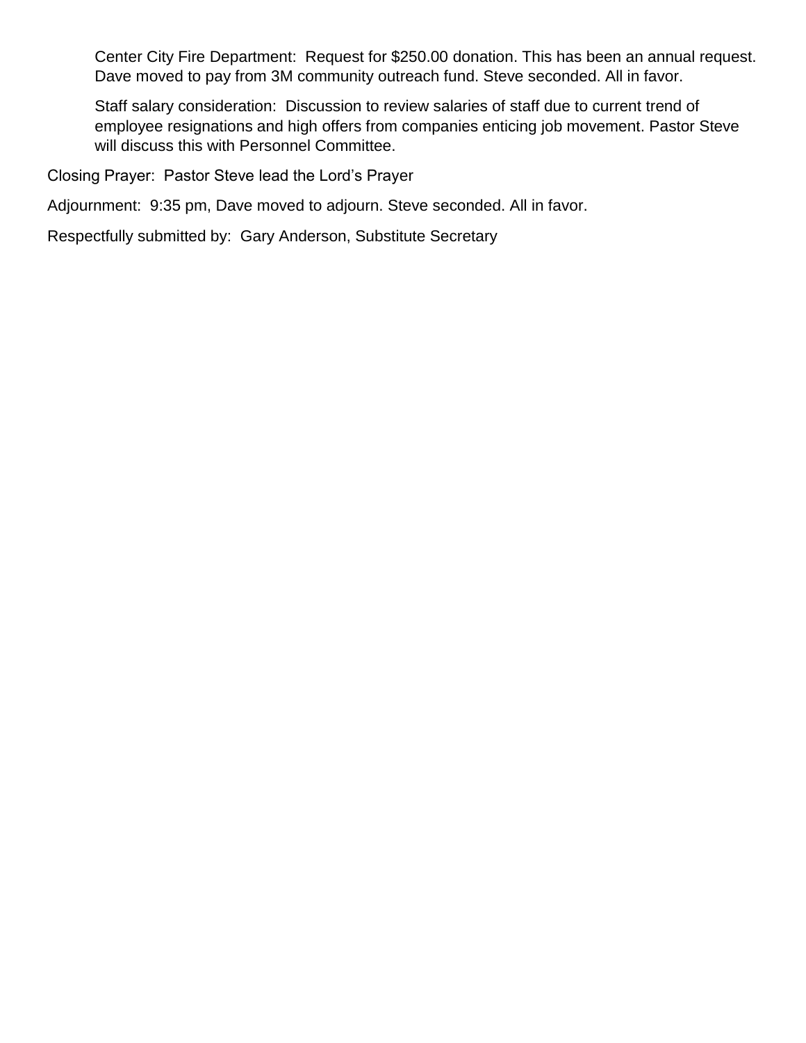Center City Fire Department: Request for $250.00 donation. This has been an annual request. Dave moved to pay from 3M community outreach fund. Steve seconded. All in favor.

Staff salary consideration: Discussion to review salaries of staff due to current trend of employee resignations and high offers from companies enticing job movement. Pastor Steve will discuss this with Personnel Committee.

Closing Prayer: Pastor Steve lead the Lord's Prayer

Adjournment: 9:35 pm, Dave moved to adjourn. Steve seconded. All in favor.

Respectfully submitted by: Gary Anderson, Substitute Secretary